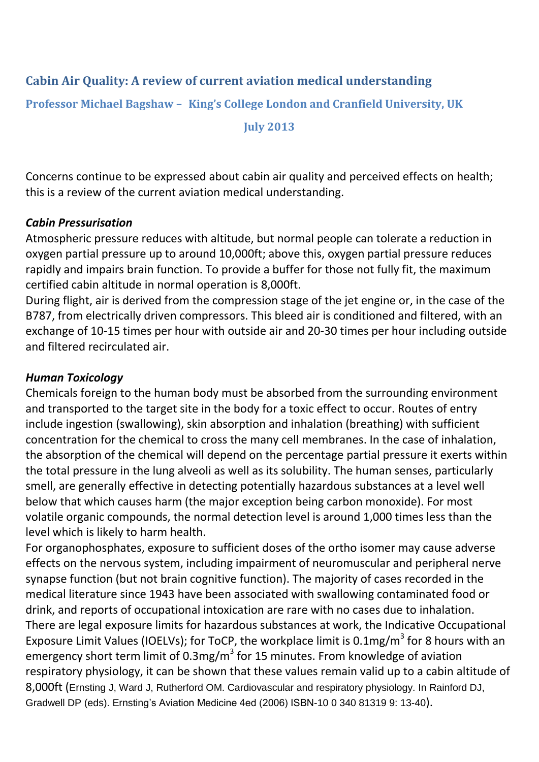# Cabin Air Quality: A review of current aviation medical understanding

## Professor Michael Bagshaw – King's College London and Cranfield University, UK

## July 2013

Concerns continue to be expressed about cabin air quality and perceived effects on health; this is a review of the current aviation medical understanding.

***Cabin Pressurisation***

Atmospheric pressure reduces with altitude, but normal people can tolerate a reduction in oxygen partial pressure up to around 10,000ft; above this, oxygen partial pressure reduces rapidly and impairs brain function. To provide a buffer for those not fully fit, the maximum certified cabin altitude in normal operation is 8,000ft.

During flight, air is derived from the compression stage of the jet engine or, in the case of the B787, from electrically driven compressors. This bleed air is conditioned and filtered, with an exchange of 10-15 times per hour with outside air and 20-30 times per hour including outside and filtered recirculated air.

***Human Toxicology***

Chemicals foreign to the human body must be absorbed from the surrounding environment and transported to the target site in the body for a toxic effect to occur. Routes of entry include ingestion (swallowing), skin absorption and inhalation (breathing) with sufficient concentration for the chemical to cross the many cell membranes. In the case of inhalation, the absorption of the chemical will depend on the percentage partial pressure it exerts within the total pressure in the lung alveoli as well as its solubility. The human senses, particularly smell, are generally effective in detecting potentially hazardous substances at a level well below that which causes harm (the major exception being carbon monoxide). For most volatile organic compounds, the normal detection level is around 1,000 times less than the level which is likely to harm health.

For organophosphates, exposure to sufficient doses of the ortho isomer may cause adverse effects on the nervous system, including impairment of neuromuscular and peripheral nerve synapse function (but not brain cognitive function). The majority of cases recorded in the medical literature since 1943 have been associated with swallowing contaminated food or drink, and reports of occupational intoxication are rare with no cases due to inhalation.

There are legal exposure limits for hazardous substances at work, the Indicative Occupational Exposure Limit Values (IOELVs); for ToCP, the workplace limit is $0.1 mg/m^3$ for 8 hours with an emergency short term limit of $0.3 mg/m^3$ for 15 minutes. From knowledge of aviation respiratory physiology, it can be shown that these values remain valid up to a cabin altitude of 8,000ft (Ernsting J, Ward J, Rutherford OM. Cardiovascular and respiratory physiology. In Rainford DJ, Gradwell DP (eds). Ernsting's Aviation Medicine 4ed (2006) ISBN-10 0 340 81319 9: 13-40).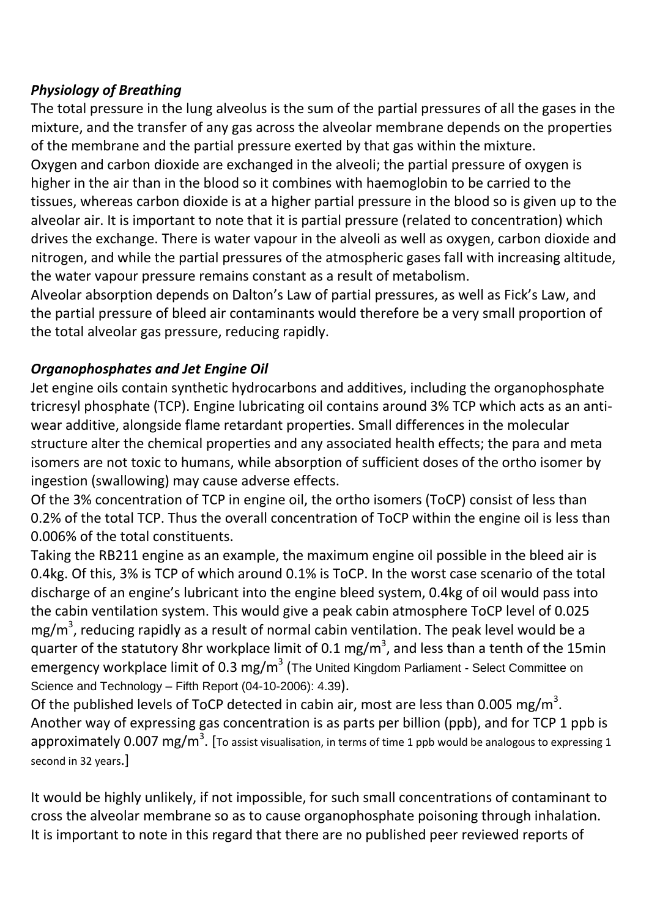### *Physiology of Breathing*

The total pressure in the lung alveolus is the sum of the partial pressures of all the gases in the mixture, and the transfer of any gas across the alveolar membrane depends on the properties of the membrane and the partial pressure exerted by that gas within the mixture.
Oxygen and carbon dioxide are exchanged in the alveoli; the partial pressure of oxygen is higher in the air than in the blood so it combines with haemoglobin to be carried to the tissues, whereas carbon dioxide is at a higher partial pressure in the blood so is given up to the alveolar air. It is important to note that it is partial pressure (related to concentration) which drives the exchange. There is water vapour in the alveoli as well as oxygen, carbon dioxide and nitrogen, and while the partial pressures of the atmospheric gases fall with increasing altitude, the water vapour pressure remains constant as a result of metabolism.
Alveolar absorption depends on Dalton's Law of partial pressures, as well as Fick's Law, and the partial pressure of bleed air contaminants would therefore be a very small proportion of the total alveolar gas pressure, reducing rapidly.

### *Organophosphates and Jet Engine Oil*

Jet engine oils contain synthetic hydrocarbons and additives, including the organophosphate tricresyl phosphate (TCP). Engine lubricating oil contains around 3% TCP which acts as an anti-wear additive, alongside flame retardant properties. Small differences in the molecular structure alter the chemical properties and any associated health effects; the para and meta isomers are not toxic to humans, while absorption of sufficient doses of the ortho isomer by ingestion (swallowing) may cause adverse effects.
Of the 3% concentration of TCP in engine oil, the ortho isomers (ToCP) consist of less than 0.2% of the total TCP. Thus the overall concentration of ToCP within the engine oil is less than 0.006% of the total constituents.
Taking the RB211 engine as an example, the maximum engine oil possible in the bleed air is 0.4kg. Of this, 3% is TCP of which around 0.1% is ToCP. In the worst case scenario of the total discharge of an engine's lubricant into the engine bleed system, 0.4kg of oil would pass into the cabin ventilation system. This would give a peak cabin atmosphere ToCP level of 0.025 $mg/m^3$, reducing rapidly as a result of normal cabin ventilation. The peak level would be a quarter of the statutory 8hr workplace limit of 0.1 $mg/m^3$, and less than a tenth of the 15min emergency workplace limit of 0.3 $mg/m^3$ (The United Kingdom Parliament - Select Committee on Science and Technology – Fifth Report (04-10-2006): 4.39).
Of the published levels of ToCP detected in cabin air, most are less than 0.005 $mg/m^3$.
Another way of expressing gas concentration is as parts per billion (ppb), and for TCP 1 ppb is approximately 0.007 $mg/m^3$. [To assist visualisation, in terms of time 1 ppb would be analogous to expressing 1 second in 32 years.]

It would be highly unlikely, if not impossible, for such small concentrations of contaminant to cross the alveolar membrane so as to cause organophosphate poisoning through inhalation.
It is important to note in this regard that there are no published peer reviewed reports of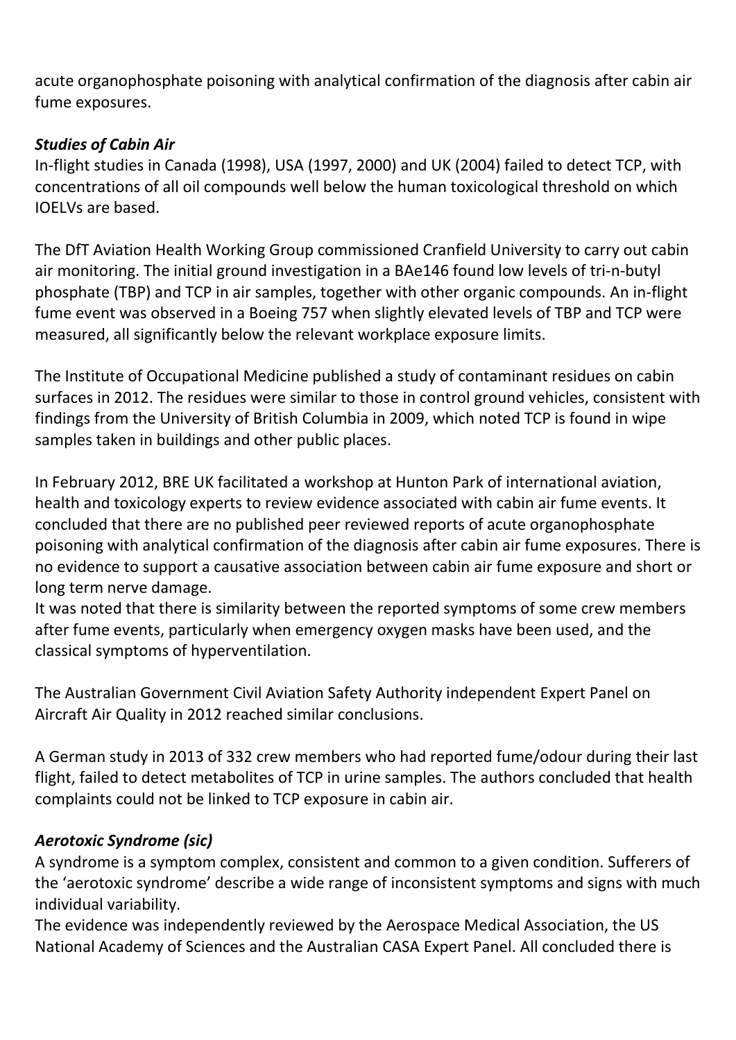acute organophosphate poisoning with analytical confirmation of the diagnosis after cabin air fume exposures.

### *Studies of Cabin Air*

In-flight studies in Canada (1998), USA (1997, 2000) and UK (2004) failed to detect TCP, with concentrations of all oil compounds well below the human toxicological threshold on which IOELVs are based.

The DfT Aviation Health Working Group commissioned Cranfield University to carry out cabin air monitoring. The initial ground investigation in a BAe146 found low levels of tri-n-butyl phosphate (TBP) and TCP in air samples, together with other organic compounds. An in-flight fume event was observed in a Boeing 757 when slightly elevated levels of TBP and TCP were measured, all significantly below the relevant workplace exposure limits.

The Institute of Occupational Medicine published a study of contaminant residues on cabin surfaces in 2012. The residues were similar to those in control ground vehicles, consistent with findings from the University of British Columbia in 2009, which noted TCP is found in wipe samples taken in buildings and other public places.

In February 2012, BRE UK facilitated a workshop at Hunton Park of international aviation, health and toxicology experts to review evidence associated with cabin air fume events. It concluded that there are no published peer reviewed reports of acute organophosphate poisoning with analytical confirmation of the diagnosis after cabin air fume exposures. There is no evidence to support a causative association between cabin air fume exposure and short or long term nerve damage.

It was noted that there is similarity between the reported symptoms of some crew members after fume events, particularly when emergency oxygen masks have been used, and the classical symptoms of hyperventilation.

The Australian Government Civil Aviation Safety Authority independent Expert Panel on Aircraft Air Quality in 2012 reached similar conclusions.

A German study in 2013 of 332 crew members who had reported fume/odour during their last flight, failed to detect metabolites of TCP in urine samples. The authors concluded that health complaints could not be linked to TCP exposure in cabin air.

### *Aerotoxic Syndrome (sic)*

A syndrome is a symptom complex, consistent and common to a given condition. Sufferers of the 'aerotoxic syndrome' describe a wide range of inconsistent symptoms and signs with much individual variability.

The evidence was independently reviewed by the Aerospace Medical Association, the US National Academy of Sciences and the Australian CASA Expert Panel. All concluded there is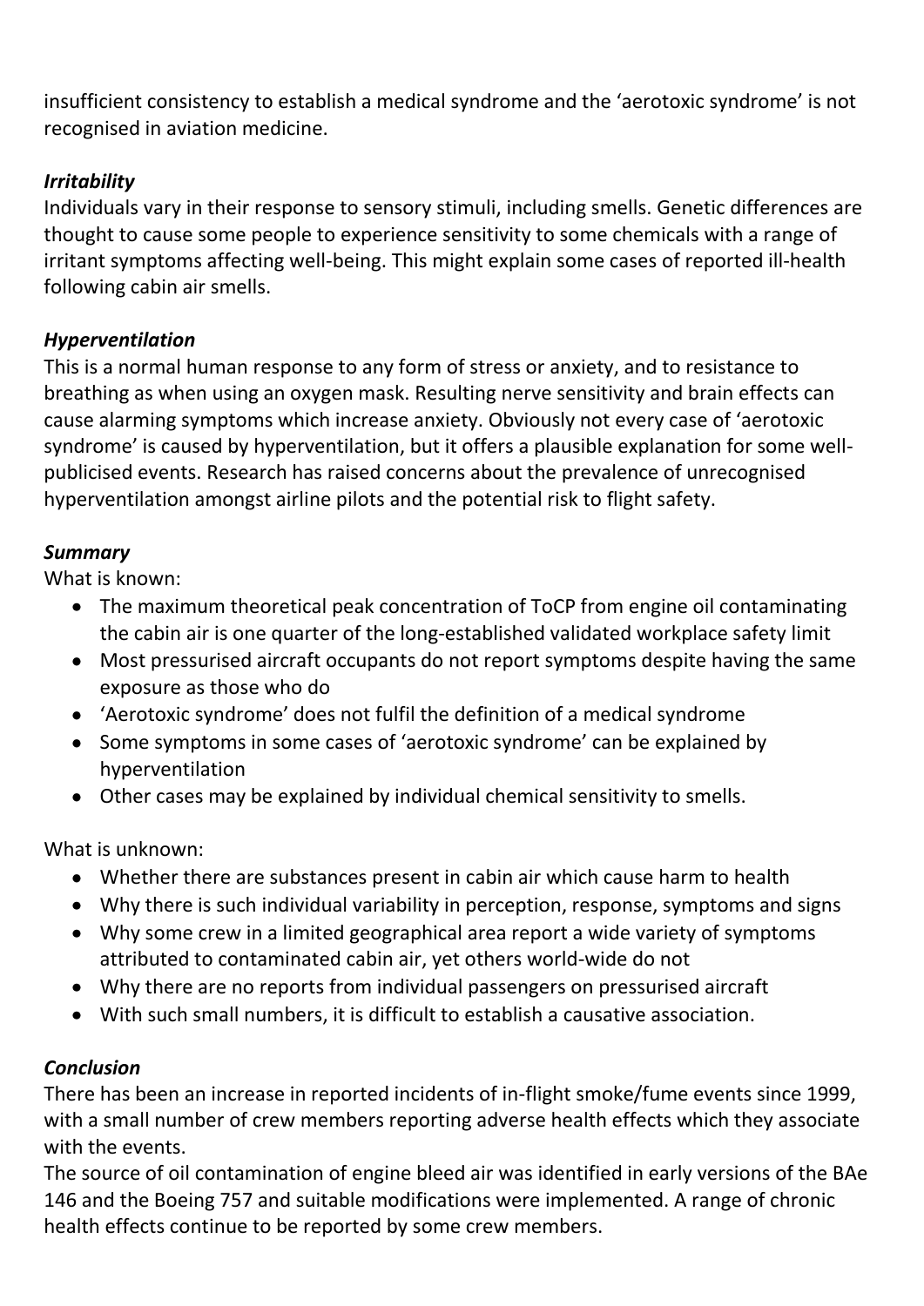insufficient consistency to establish a medical syndrome and the 'aerotoxic syndrome' is not recognised in aviation medicine.

### *Irritability*

Individuals vary in their response to sensory stimuli, including smells. Genetic differences are thought to cause some people to experience sensitivity to some chemicals with a range of irritant symptoms affecting well-being. This might explain some cases of reported ill-health following cabin air smells.

### *Hyperventilation*

This is a normal human response to any form of stress or anxiety, and to resistance to breathing as when using an oxygen mask. Resulting nerve sensitivity and brain effects can cause alarming symptoms which increase anxiety. Obviously not every case of 'aerotoxic syndrome' is caused by hyperventilation, but it offers a plausible explanation for some well-publicised events. Research has raised concerns about the prevalence of unrecognised hyperventilation amongst airline pilots and the potential risk to flight safety.

### *Summary*

What is known:

- The maximum theoretical peak concentration of ToCP from engine oil contaminating the cabin air is one quarter of the long-established validated workplace safety limit
- Most pressurised aircraft occupants do not report symptoms despite having the same exposure as those who do
- 'Aerotoxic syndrome' does not fulfil the definition of a medical syndrome
- Some symptoms in some cases of 'aerotoxic syndrome' can be explained by hyperventilation
- Other cases may be explained by individual chemical sensitivity to smells.

What is unknown:

- Whether there are substances present in cabin air which cause harm to health
- Why there is such individual variability in perception, response, symptoms and signs
- Why some crew in a limited geographical area report a wide variety of symptoms attributed to contaminated cabin air, yet others world-wide do not
- Why there are no reports from individual passengers on pressurised aircraft
- With such small numbers, it is difficult to establish a causative association.

### *Conclusion*

There has been an increase in reported incidents of in-flight smoke/fume events since 1999, with a small number of crew members reporting adverse health effects which they associate with the events.

The source of oil contamination of engine bleed air was identified in early versions of the BAe 146 and the Boeing 757 and suitable modifications were implemented. A range of chronic health effects continue to be reported by some crew members.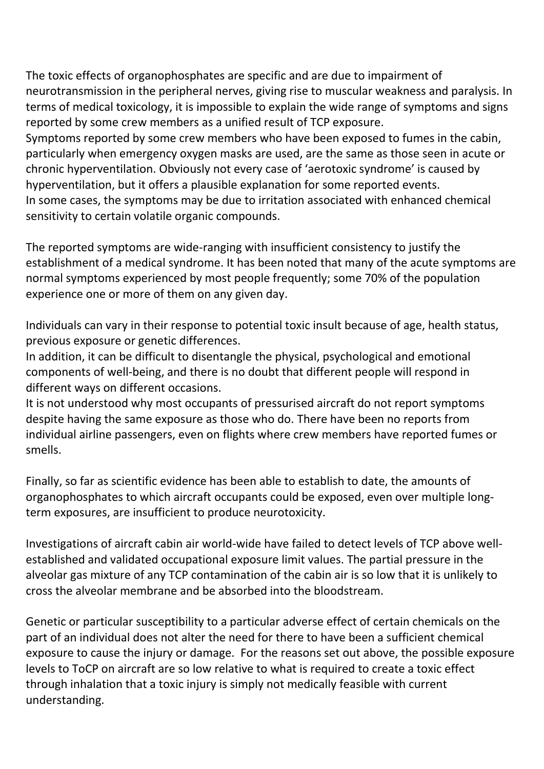The toxic effects of organophosphates are specific and are due to impairment of neurotransmission in the peripheral nerves, giving rise to muscular weakness and paralysis. In terms of medical toxicology, it is impossible to explain the wide range of symptoms and signs reported by some crew members as a unified result of TCP exposure.
Symptoms reported by some crew members who have been exposed to fumes in the cabin, particularly when emergency oxygen masks are used, are the same as those seen in acute or chronic hyperventilation. Obviously not every case of 'aerotoxic syndrome' is caused by hyperventilation, but it offers a plausible explanation for some reported events.
In some cases, the symptoms may be due to irritation associated with enhanced chemical sensitivity to certain volatile organic compounds.

The reported symptoms are wide-ranging with insufficient consistency to justify the establishment of a medical syndrome. It has been noted that many of the acute symptoms are normal symptoms experienced by most people frequently; some 70% of the population experience one or more of them on any given day.

Individuals can vary in their response to potential toxic insult because of age, health status, previous exposure or genetic differences.
In addition, it can be difficult to disentangle the physical, psychological and emotional components of well-being, and there is no doubt that different people will respond in different ways on different occasions.
It is not understood why most occupants of pressurised aircraft do not report symptoms despite having the same exposure as those who do. There have been no reports from individual airline passengers, even on flights where crew members have reported fumes or smells.

Finally, so far as scientific evidence has been able to establish to date, the amounts of organophosphates to which aircraft occupants could be exposed, even over multiple long-term exposures, are insufficient to produce neurotoxicity.

Investigations of aircraft cabin air world-wide have failed to detect levels of TCP above well-established and validated occupational exposure limit values. The partial pressure in the alveolar gas mixture of any TCP contamination of the cabin air is so low that it is unlikely to cross the alveolar membrane and be absorbed into the bloodstream.

Genetic or particular susceptibility to a particular adverse effect of certain chemicals on the part of an individual does not alter the need for there to have been a sufficient chemical exposure to cause the injury or damage. For the reasons set out above, the possible exposure levels to ToCP on aircraft are so low relative to what is required to create a toxic effect through inhalation that a toxic injury is simply not medically feasible with current understanding.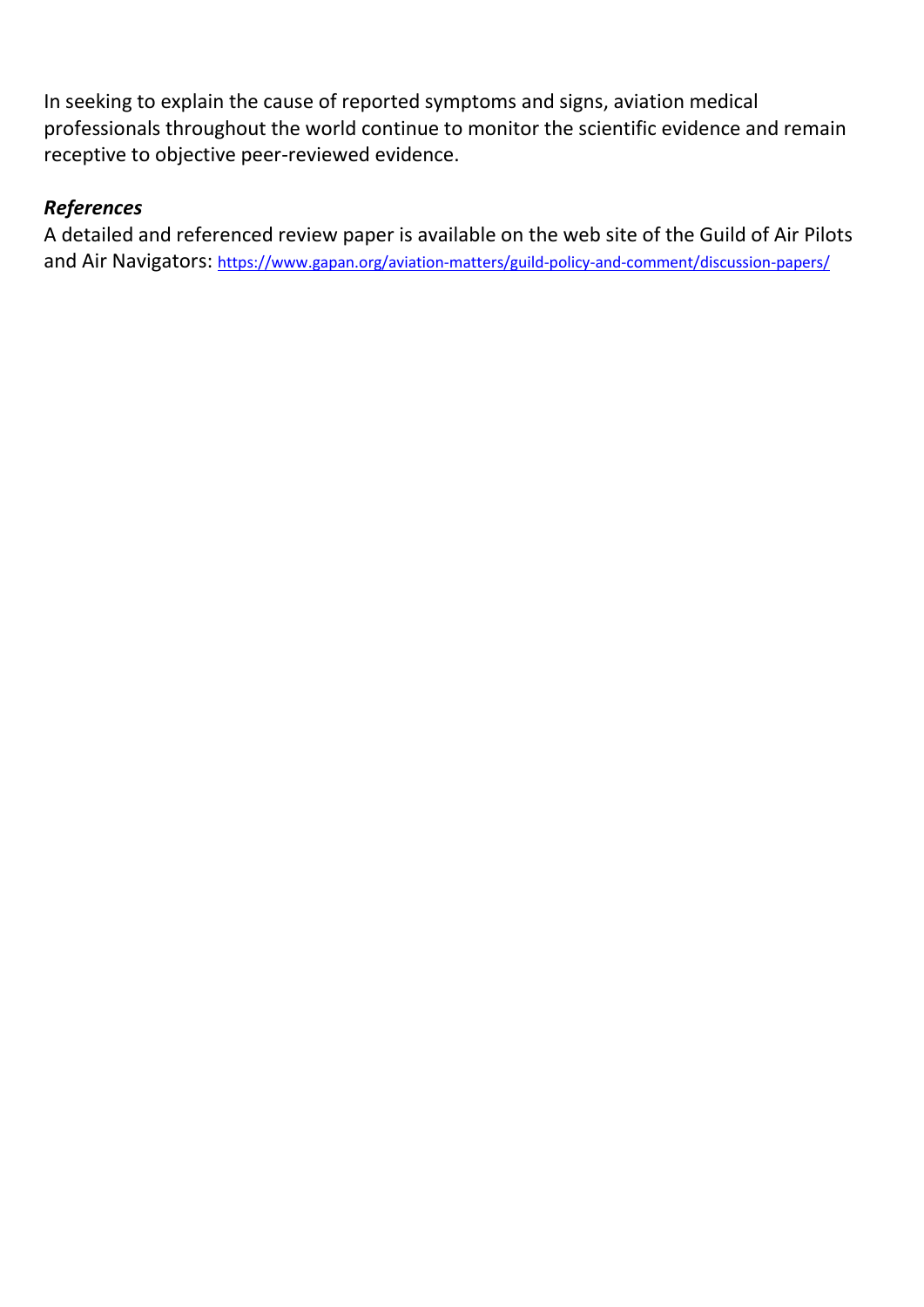In seeking to explain the cause of reported symptoms and signs, aviation medical professionals throughout the world continue to monitor the scientific evidence and remain receptive to objective peer-reviewed evidence.

### ***References***

A detailed and referenced review paper is available on the web site of the Guild of Air Pilots and Air Navigators: https://www.gapan.org/aviation-matters/guild-policy-and-comment/discussion-papers/